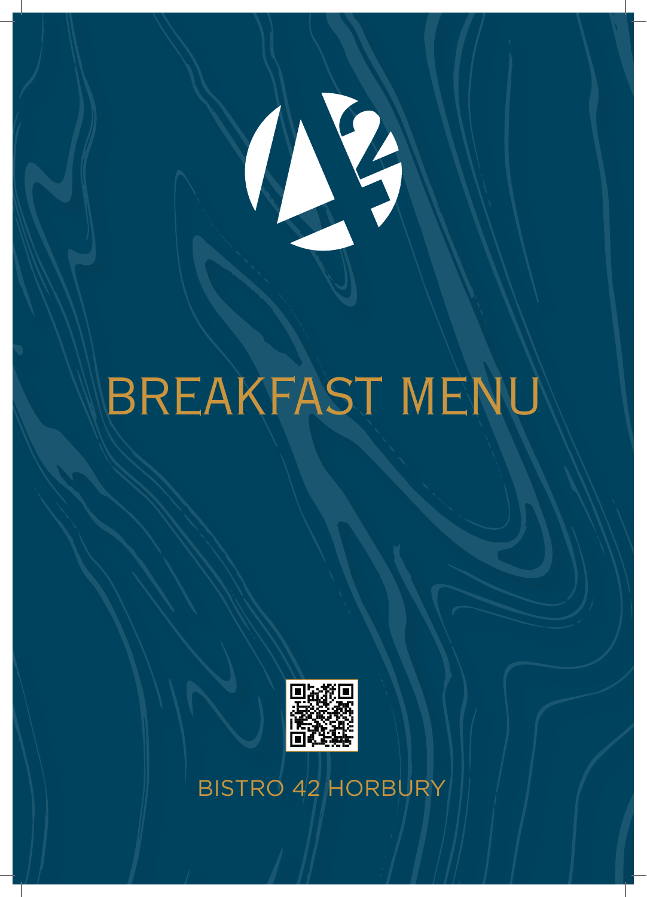# BREAKFAST MENU

BISTRO 42 HORBURY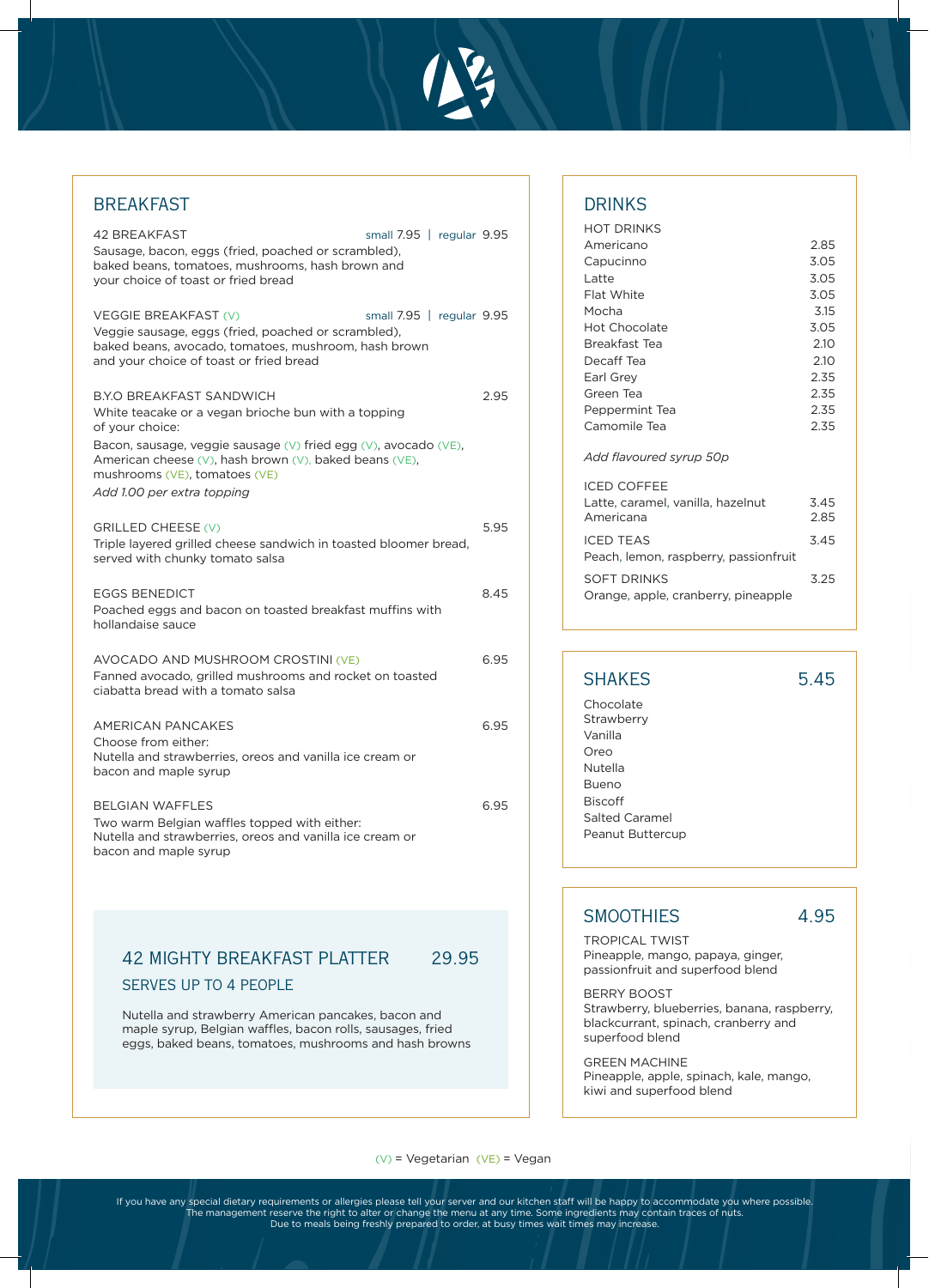## BREAKFAST

**42 BREAKFAST** — small 7.95 | regular 9.95

Sausage, bacon, eggs (fried, poached or scrambled), baked beans, tomatoes, mushrooms, hash brown and your choice of toast or fried bread

**VEGGIE BREAKFAST (V)** — small 7.95 | regular 9.95

Veggie sausage, eggs (fried, poached or scrambled), baked beans, avocado, tomatoes, mushroom, hash brown and your choice of toast or fried bread

**B.Y.O BREAKFAST SANDWICH** — 2.95

White teacake or a vegan brioche bun with a topping of your choice:

Bacon, sausage, veggie sausage (V) fried egg (V), avocado (VE), American cheese (V), hash brown (V), baked beans (VE), mushrooms (VE), tomatoes (VE)

*Add 1.00 per extra topping*

**GRILLED CHEESE (V)** — 5.95

Triple layered grilled cheese sandwich in toasted bloomer bread, served with chunky tomato salsa

**EGGS BENEDICT** — 8.45

Poached eggs and bacon on toasted breakfast muffins with hollandaise sauce

**AVOCADO AND MUSHROOM CROSTINI (VE)** — 6.95

Fanned avocado, grilled mushrooms and rocket on toasted ciabatta bread with a tomato salsa

**AMERICAN PANCAKES** — 6.95

Choose from either:
Nutella and strawberries, oreos and vanilla ice cream or bacon and maple syrup

**BELGIAN WAFFLES** — 6.95

Two warm Belgian waffles topped with either:
Nutella and strawberries, oreos and vanilla ice cream or bacon and maple syrup

### 42 MIGHTY BREAKFAST PLATTER — 29.95

SERVES UP TO 4 PEOPLE

Nutella and strawberry American pancakes, bacon and maple syrup, Belgian waffles, bacon rolls, sausages, fried eggs, baked beans, tomatoes, mushrooms and hash browns

## DRINKS

| HOT DRINKS | |
|---|---|
| Americano | 2.85 |
| Capucinno | 3.05 |
| Latte | 3.05 |
| Flat White | 3.05 |
| Mocha | 3.15 |
| Hot Chocolate | 3.05 |
| Breakfast Tea | 2.10 |
| Decaff Tea | 2.10 |
| Earl Grey | 2.35 |
| Green Tea | 2.35 |
| Peppermint Tea | 2.35 |
| Camomile Tea | 2.35 |

*Add flavoured syrup 50p*

| ICED COFFEE | |
|---|---|
| Latte, caramel, vanilla, hazelnut | 3.45 |
| Americana | 2.85 |

**ICED TEAS** — 3.45
Peach, lemon, raspberry, passionfruit

**SOFT DRINKS** — 3.25
Orange, apple, cranberry, pineapple

## SHAKES — 5.45

- Chocolate
- Strawberry
- Vanilla
- Oreo
- Nutella
- Bueno
- Biscoff
- Salted Caramel
- Peanut Buttercup

## SMOOTHIES — 4.95

**TROPICAL TWIST**
Pineapple, mango, papaya, ginger, passionfruit and superfood blend

**BERRY BOOST**
Strawberry, blueberries, banana, raspberry, blackcurrant, spinach, cranberry and superfood blend

**GREEN MACHINE**
Pineapple, apple, spinach, kale, mango, kiwi and superfood blend

(V) = Vegetarian (VE) = Vegan

If you have any special dietary requirements or allergies please tell your server and our kitchen staff will be happy to accommodate you where possible.
The management reserve the right to alter or change the menu at any time. Some ingredients may contain traces of nuts.
Due to meals being freshly prepared to order, at busy times wait times may increase.